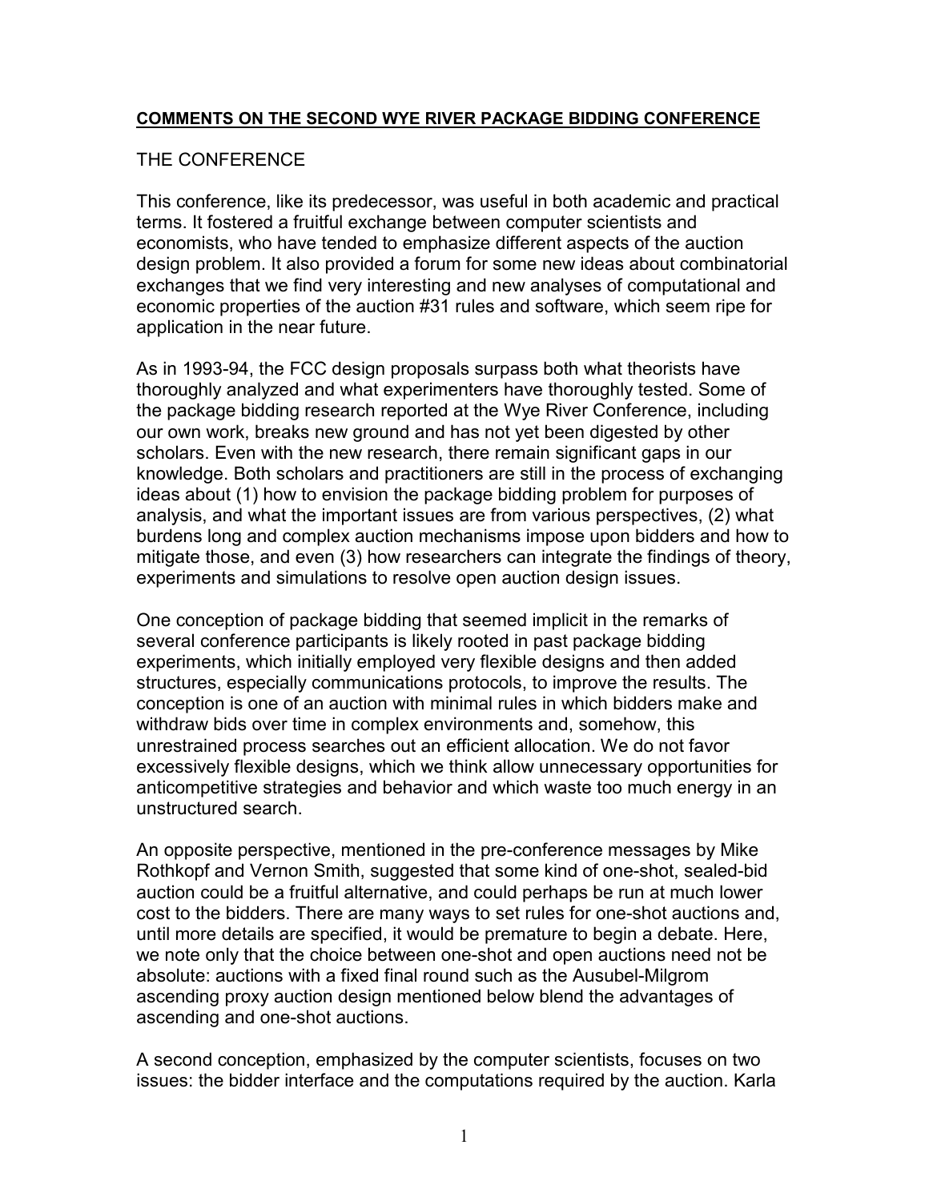# COMMENTS ON THE SECOND WYE RIVER PACKAGE BIDDING CONFERENCE

## THE CONFERENCE

This conference, like its predecessor, was useful in both academic and practical terms. It fostered a fruitful exchange between computer scientists and economists, who have tended to emphasize different aspects of the auction design problem. It also provided a forum for some new ideas about combinatorial exchanges that we find very interesting and new analyses of computational and economic properties of the auction #31 rules and software, which seem ripe for application in the near future.

As in 1993-94, the FCC design proposals surpass both what theorists have thoroughly analyzed and what experimenters have thoroughly tested. Some of the package bidding research reported at the Wye River Conference, including our own work, breaks new ground and has not yet been digested by other scholars. Even with the new research, there remain significant gaps in our knowledge. Both scholars and practitioners are still in the process of exchanging ideas about (1) how to envision the package bidding problem for purposes of analysis, and what the important issues are from various perspectives, (2) what burdens long and complex auction mechanisms impose upon bidders and how to mitigate those, and even (3) how researchers can integrate the findings of theory, experiments and simulations to resolve open auction design issues.

One conception of package bidding that seemed implicit in the remarks of several conference participants is likely rooted in past package bidding experiments, which initially employed very flexible designs and then added structures, especially communications protocols, to improve the results. The conception is one of an auction with minimal rules in which bidders make and withdraw bids over time in complex environments and, somehow, this unrestrained process searches out an efficient allocation. We do not favor excessively flexible designs, which we think allow unnecessary opportunities for anticompetitive strategies and behavior and which waste too much energy in an unstructured search.

An opposite perspective, mentioned in the pre-conference messages by Mike Rothkopf and Vernon Smith, suggested that some kind of one-shot, sealed-bid auction could be a fruitful alternative, and could perhaps be run at much lower cost to the bidders. There are many ways to set rules for one-shot auctions and, until more details are specified, it would be premature to begin a debate. Here, we note only that the choice between one-shot and open auctions need not be absolute: auctions with a fixed final round such as the Ausubel-Milgrom ascending proxy auction design mentioned below blend the advantages of ascending and one-shot auctions.

A second conception, emphasized by the computer scientists, focuses on two issues: the bidder interface and the computations required by the auction. Karla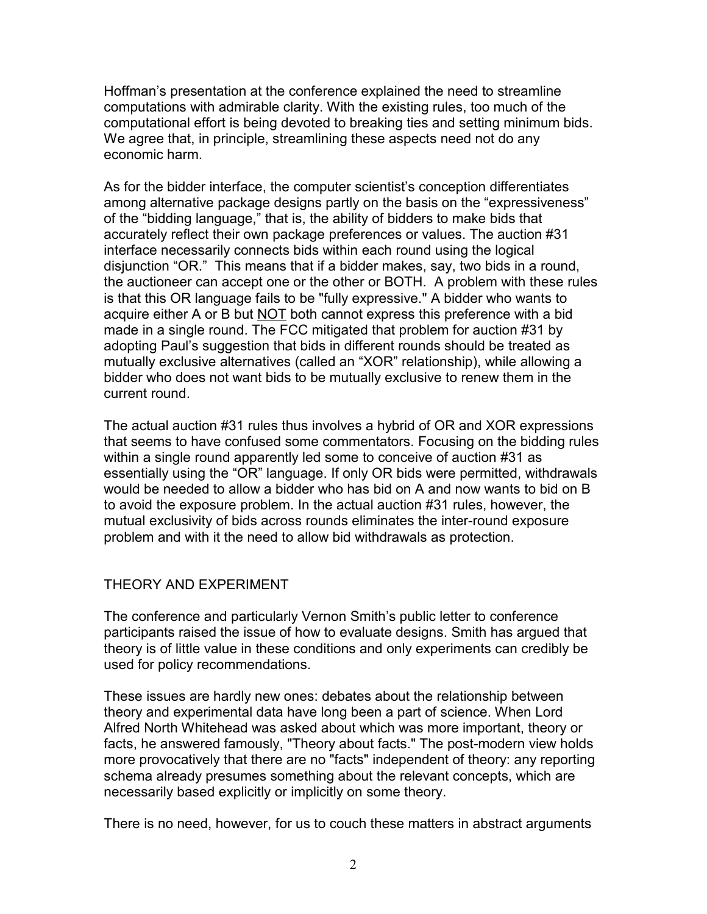Hoffman's presentation at the conference explained the need to streamline computations with admirable clarity. With the existing rules, too much of the computational effort is being devoted to breaking ties and setting minimum bids. We agree that, in principle, streamlining these aspects need not do any economic harm.

As for the bidder interface, the computer scientist's conception differentiates among alternative package designs partly on the basis on the "expressiveness" of the "bidding language," that is, the ability of bidders to make bids that accurately reflect their own package preferences or values. The auction #31 interface necessarily connects bids within each round using the logical disjunction "OR." This means that if a bidder makes, say, two bids in a round, the auctioneer can accept one or the other or BOTH. A problem with these rules is that this OR language fails to be "fully expressive." A bidder who wants to acquire either A or B but <u>NOT</u> both cannot express this preference with a bid made in a single round. The FCC mitigated that problem for auction #31 by adopting Paul's suggestion that bids in different rounds should be treated as mutually exclusive alternatives (called an "XOR" relationship), while allowing a bidder who does not want bids to be mutually exclusive to renew them in the current round.

The actual auction #31 rules thus involves a hybrid of OR and XOR expressions that seems to have confused some commentators. Focusing on the bidding rules within a single round apparently led some to conceive of auction #31 as essentially using the "OR" language. If only OR bids were permitted, withdrawals would be needed to allow a bidder who has bid on A and now wants to bid on B to avoid the exposure problem. In the actual auction #31 rules, however, the mutual exclusivity of bids across rounds eliminates the inter-round exposure problem and with it the need to allow bid withdrawals as protection.

## THEORY AND EXPERIMENT

The conference and particularly Vernon Smith's public letter to conference participants raised the issue of how to evaluate designs. Smith has argued that theory is of little value in these conditions and only experiments can credibly be used for policy recommendations.

These issues are hardly new ones: debates about the relationship between theory and experimental data have long been a part of science. When Lord Alfred North Whitehead was asked about which was more important, theory or facts, he answered famously, "Theory about facts." The post-modern view holds more provocatively that there are no "facts" independent of theory: any reporting schema already presumes something about the relevant concepts, which are necessarily based explicitly or implicitly on some theory.

There is no need, however, for us to couch these matters in abstract arguments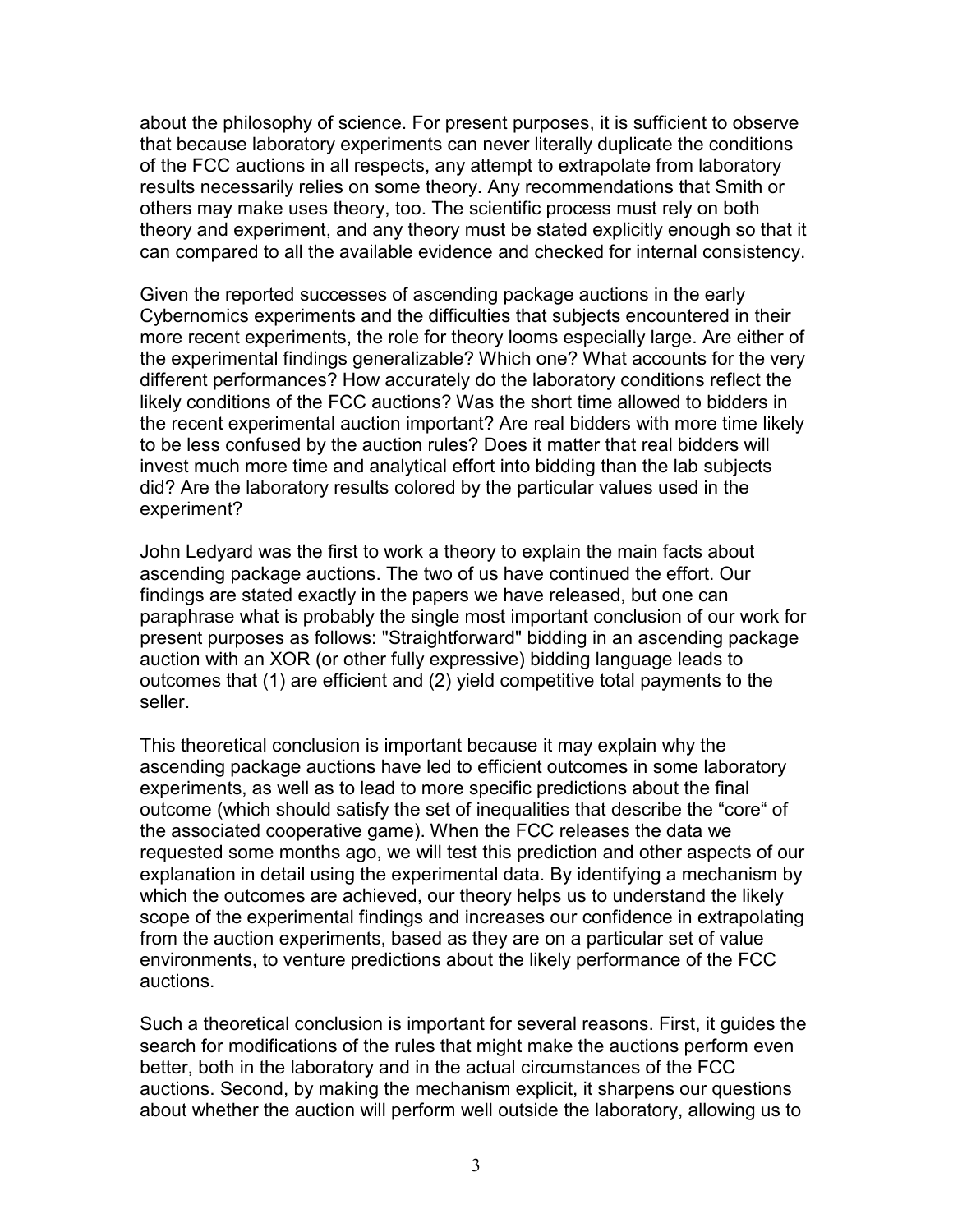about the philosophy of science. For present purposes, it is sufficient to observe that because laboratory experiments can never literally duplicate the conditions of the FCC auctions in all respects, any attempt to extrapolate from laboratory results necessarily relies on some theory. Any recommendations that Smith or others may make uses theory, too. The scientific process must rely on both theory and experiment, and any theory must be stated explicitly enough so that it can compared to all the available evidence and checked for internal consistency.

Given the reported successes of ascending package auctions in the early Cybernomics experiments and the difficulties that subjects encountered in their more recent experiments, the role for theory looms especially large. Are either of the experimental findings generalizable? Which one? What accounts for the very different performances? How accurately do the laboratory conditions reflect the likely conditions of the FCC auctions? Was the short time allowed to bidders in the recent experimental auction important? Are real bidders with more time likely to be less confused by the auction rules? Does it matter that real bidders will invest much more time and analytical effort into bidding than the lab subjects did? Are the laboratory results colored by the particular values used in the experiment?

John Ledyard was the first to work a theory to explain the main facts about ascending package auctions. The two of us have continued the effort. Our findings are stated exactly in the papers we have released, but one can paraphrase what is probably the single most important conclusion of our work for present purposes as follows: "Straightforward" bidding in an ascending package auction with an XOR (or other fully expressive) bidding language leads to outcomes that (1) are efficient and (2) yield competitive total payments to the seller.

This theoretical conclusion is important because it may explain why the ascending package auctions have led to efficient outcomes in some laboratory experiments, as well as to lead to more specific predictions about the final outcome (which should satisfy the set of inequalities that describe the "core" of the associated cooperative game). When the FCC releases the data we requested some months ago, we will test this prediction and other aspects of our explanation in detail using the experimental data. By identifying a mechanism by which the outcomes are achieved, our theory helps us to understand the likely scope of the experimental findings and increases our confidence in extrapolating from the auction experiments, based as they are on a particular set of value environments, to venture predictions about the likely performance of the FCC auctions.

Such a theoretical conclusion is important for several reasons. First, it guides the search for modifications of the rules that might make the auctions perform even better, both in the laboratory and in the actual circumstances of the FCC auctions. Second, by making the mechanism explicit, it sharpens our questions about whether the auction will perform well outside the laboratory, allowing us to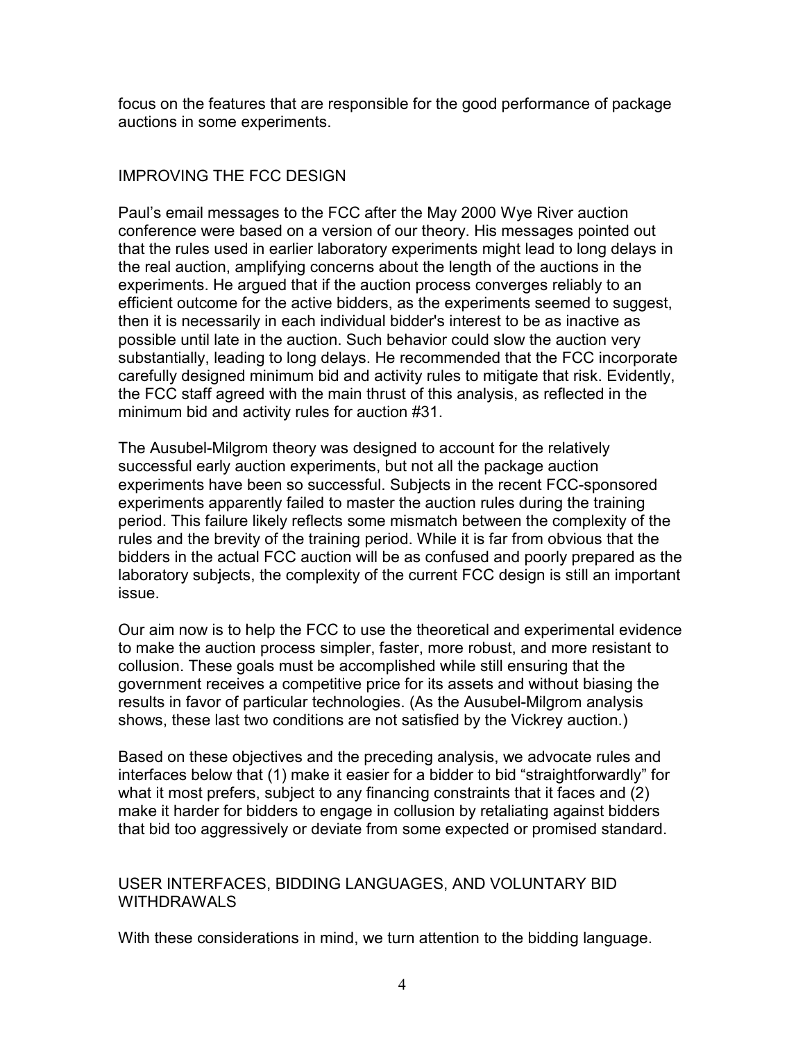focus on the features that are responsible for the good performance of package auctions in some experiments.

## IMPROVING THE FCC DESIGN

Paul's email messages to the FCC after the May 2000 Wye River auction conference were based on a version of our theory. His messages pointed out that the rules used in earlier laboratory experiments might lead to long delays in the real auction, amplifying concerns about the length of the auctions in the experiments. He argued that if the auction process converges reliably to an efficient outcome for the active bidders, as the experiments seemed to suggest, then it is necessarily in each individual bidder's interest to be as inactive as possible until late in the auction. Such behavior could slow the auction very substantially, leading to long delays. He recommended that the FCC incorporate carefully designed minimum bid and activity rules to mitigate that risk. Evidently, the FCC staff agreed with the main thrust of this analysis, as reflected in the minimum bid and activity rules for auction #31.

The Ausubel-Milgrom theory was designed to account for the relatively successful early auction experiments, but not all the package auction experiments have been so successful. Subjects in the recent FCC-sponsored experiments apparently failed to master the auction rules during the training period. This failure likely reflects some mismatch between the complexity of the rules and the brevity of the training period. While it is far from obvious that the bidders in the actual FCC auction will be as confused and poorly prepared as the laboratory subjects, the complexity of the current FCC design is still an important issue.

Our aim now is to help the FCC to use the theoretical and experimental evidence to make the auction process simpler, faster, more robust, and more resistant to collusion. These goals must be accomplished while still ensuring that the government receives a competitive price for its assets and without biasing the results in favor of particular technologies. (As the Ausubel-Milgrom analysis shows, these last two conditions are not satisfied by the Vickrey auction.)

Based on these objectives and the preceding analysis, we advocate rules and interfaces below that (1) make it easier for a bidder to bid "straightforwardly" for what it most prefers, subject to any financing constraints that it faces and (2) make it harder for bidders to engage in collusion by retaliating against bidders that bid too aggressively or deviate from some expected or promised standard.

## USER INTERFACES, BIDDING LANGUAGES, AND VOLUNTARY BID WITHDRAWALS

With these considerations in mind, we turn attention to the bidding language.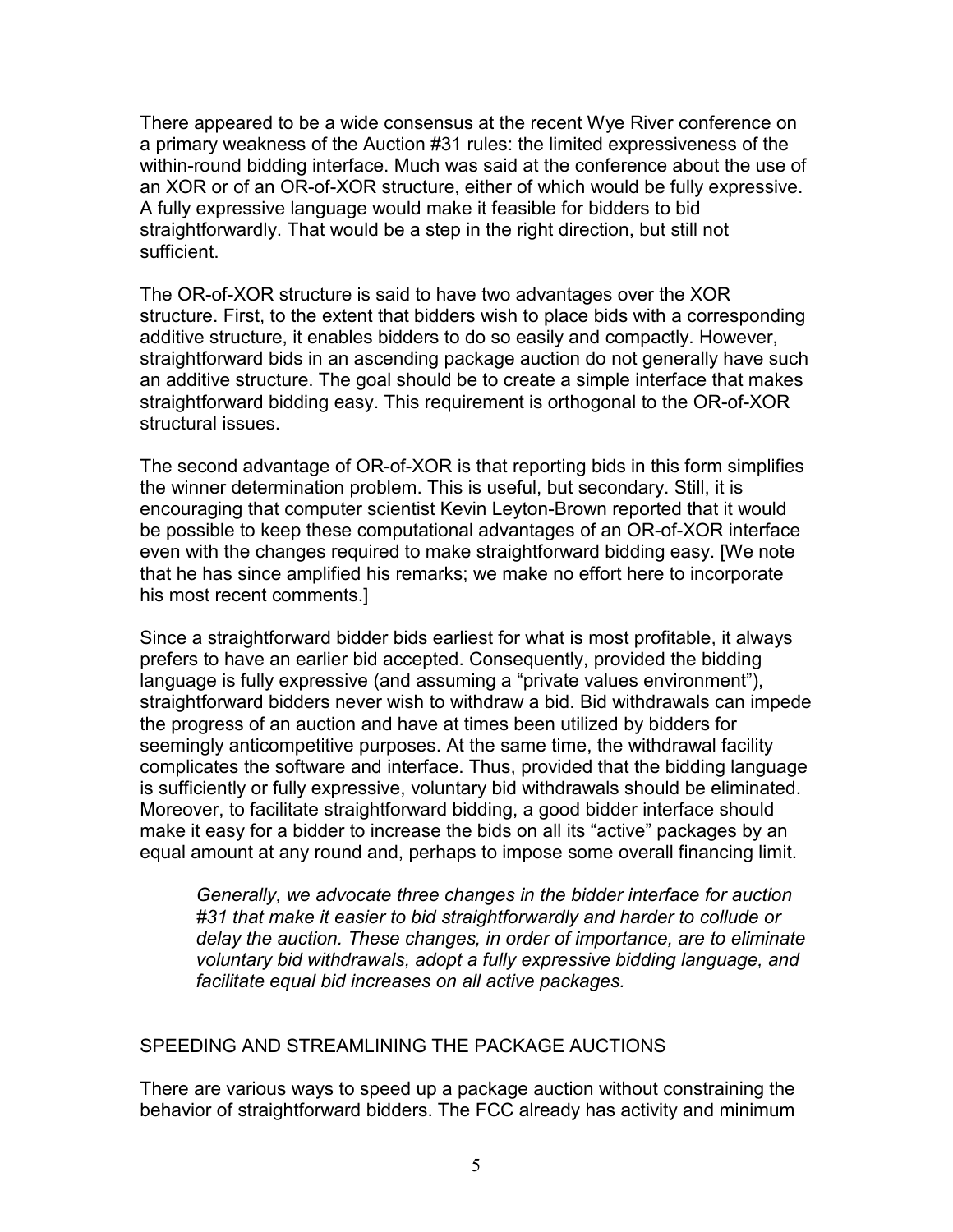There appeared to be a wide consensus at the recent Wye River conference on a primary weakness of the Auction #31 rules: the limited expressiveness of the within-round bidding interface. Much was said at the conference about the use of an XOR or of an OR-of-XOR structure, either of which would be fully expressive. A fully expressive language would make it feasible for bidders to bid straightforwardly. That would be a step in the right direction, but still not sufficient.

The OR-of-XOR structure is said to have two advantages over the XOR structure. First, to the extent that bidders wish to place bids with a corresponding additive structure, it enables bidders to do so easily and compactly. However, straightforward bids in an ascending package auction do not generally have such an additive structure. The goal should be to create a simple interface that makes straightforward bidding easy. This requirement is orthogonal to the OR-of-XOR structural issues.

The second advantage of OR-of-XOR is that reporting bids in this form simplifies the winner determination problem. This is useful, but secondary. Still, it is encouraging that computer scientist Kevin Leyton-Brown reported that it would be possible to keep these computational advantages of an OR-of-XOR interface even with the changes required to make straightforward bidding easy. [We note that he has since amplified his remarks; we make no effort here to incorporate his most recent comments.]

Since a straightforward bidder bids earliest for what is most profitable, it always prefers to have an earlier bid accepted. Consequently, provided the bidding language is fully expressive (and assuming a "private values environment"), straightforward bidders never wish to withdraw a bid. Bid withdrawals can impede the progress of an auction and have at times been utilized by bidders for seemingly anticompetitive purposes. At the same time, the withdrawal facility complicates the software and interface. Thus, provided that the bidding language is sufficiently or fully expressive, voluntary bid withdrawals should be eliminated. Moreover, to facilitate straightforward bidding, a good bidder interface should make it easy for a bidder to increase the bids on all its "active" packages by an equal amount at any round and, perhaps to impose some overall financing limit.

> *Generally, we advocate three changes in the bidder interface for auction #31 that make it easier to bid straightforwardly and harder to collude or delay the auction. These changes, in order of importance, are to eliminate voluntary bid withdrawals, adopt a fully expressive bidding language, and facilitate equal bid increases on all active packages.*

## SPEEDING AND STREAMLINING THE PACKAGE AUCTIONS

There are various ways to speed up a package auction without constraining the behavior of straightforward bidders. The FCC already has activity and minimum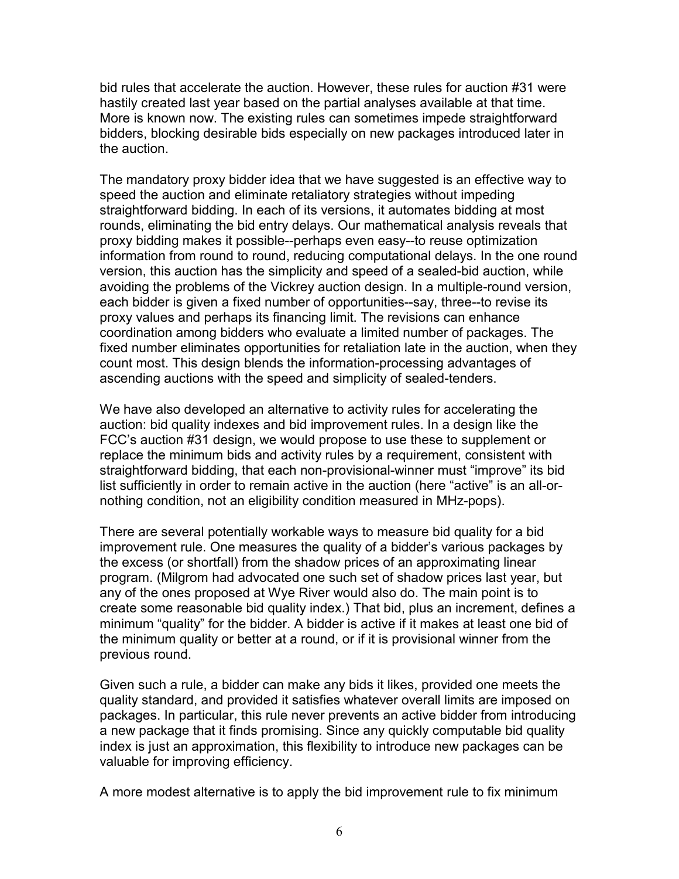bid rules that accelerate the auction. However, these rules for auction #31 were hastily created last year based on the partial analyses available at that time. More is known now. The existing rules can sometimes impede straightforward bidders, blocking desirable bids especially on new packages introduced later in the auction.

The mandatory proxy bidder idea that we have suggested is an effective way to speed the auction and eliminate retaliatory strategies without impeding straightforward bidding. In each of its versions, it automates bidding at most rounds, eliminating the bid entry delays. Our mathematical analysis reveals that proxy bidding makes it possible--perhaps even easy--to reuse optimization information from round to round, reducing computational delays. In the one round version, this auction has the simplicity and speed of a sealed-bid auction, while avoiding the problems of the Vickrey auction design. In a multiple-round version, each bidder is given a fixed number of opportunities--say, three--to revise its proxy values and perhaps its financing limit. The revisions can enhance coordination among bidders who evaluate a limited number of packages. The fixed number eliminates opportunities for retaliation late in the auction, when they count most. This design blends the information-processing advantages of ascending auctions with the speed and simplicity of sealed-tenders.

We have also developed an alternative to activity rules for accelerating the auction: bid quality indexes and bid improvement rules. In a design like the FCC's auction #31 design, we would propose to use these to supplement or replace the minimum bids and activity rules by a requirement, consistent with straightforward bidding, that each non-provisional-winner must "improve" its bid list sufficiently in order to remain active in the auction (here "active" is an all-or-nothing condition, not an eligibility condition measured in MHz-pops).

There are several potentially workable ways to measure bid quality for a bid improvement rule. One measures the quality of a bidder's various packages by the excess (or shortfall) from the shadow prices of an approximating linear program. (Milgrom had advocated one such set of shadow prices last year, but any of the ones proposed at Wye River would also do. The main point is to create some reasonable bid quality index.) That bid, plus an increment, defines a minimum "quality" for the bidder. A bidder is active if it makes at least one bid of the minimum quality or better at a round, or if it is provisional winner from the previous round.

Given such a rule, a bidder can make any bids it likes, provided one meets the quality standard, and provided it satisfies whatever overall limits are imposed on packages. In particular, this rule never prevents an active bidder from introducing a new package that it finds promising. Since any quickly computable bid quality index is just an approximation, this flexibility to introduce new packages can be valuable for improving efficiency.

A more modest alternative is to apply the bid improvement rule to fix minimum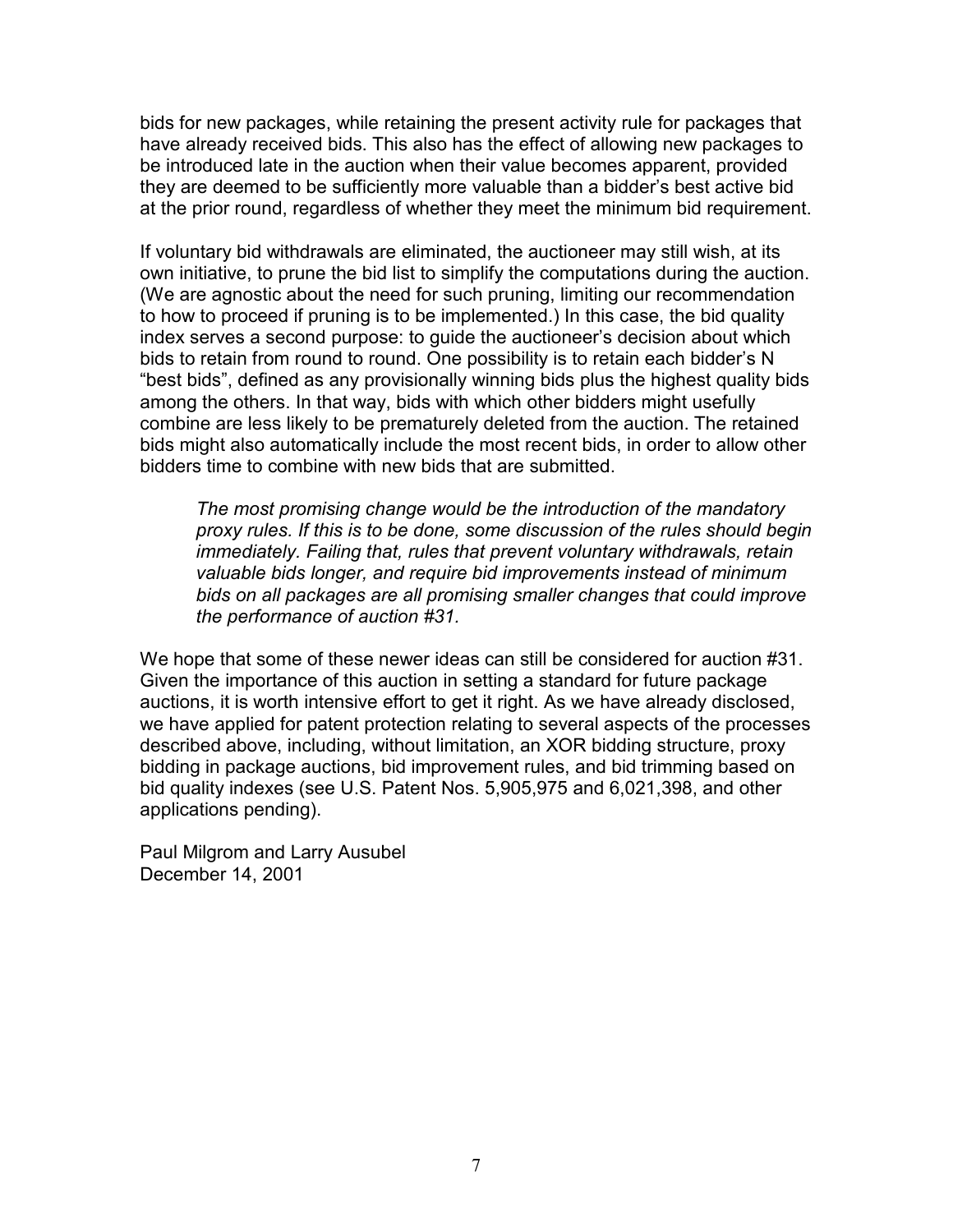bids for new packages, while retaining the present activity rule for packages that have already received bids. This also has the effect of allowing new packages to be introduced late in the auction when their value becomes apparent, provided they are deemed to be sufficiently more valuable than a bidder's best active bid at the prior round, regardless of whether they meet the minimum bid requirement.

If voluntary bid withdrawals are eliminated, the auctioneer may still wish, at its own initiative, to prune the bid list to simplify the computations during the auction. (We are agnostic about the need for such pruning, limiting our recommendation to how to proceed if pruning is to be implemented.) In this case, the bid quality index serves a second purpose: to guide the auctioneer's decision about which bids to retain from round to round. One possibility is to retain each bidder's N "best bids", defined as any provisionally winning bids plus the highest quality bids among the others. In that way, bids with which other bidders might usefully combine are less likely to be prematurely deleted from the auction. The retained bids might also automatically include the most recent bids, in order to allow other bidders time to combine with new bids that are submitted.

> *The most promising change would be the introduction of the mandatory proxy rules. If this is to be done, some discussion of the rules should begin immediately. Failing that, rules that prevent voluntary withdrawals, retain valuable bids longer, and require bid improvements instead of minimum bids on all packages are all promising smaller changes that could improve the performance of auction #31.*

We hope that some of these newer ideas can still be considered for auction #31. Given the importance of this auction in setting a standard for future package auctions, it is worth intensive effort to get it right. As we have already disclosed, we have applied for patent protection relating to several aspects of the processes described above, including, without limitation, an XOR bidding structure, proxy bidding in package auctions, bid improvement rules, and bid trimming based on bid quality indexes (see U.S. Patent Nos. 5,905,975 and 6,021,398, and other applications pending).

Paul Milgrom and Larry Ausubel
December 14, 2001